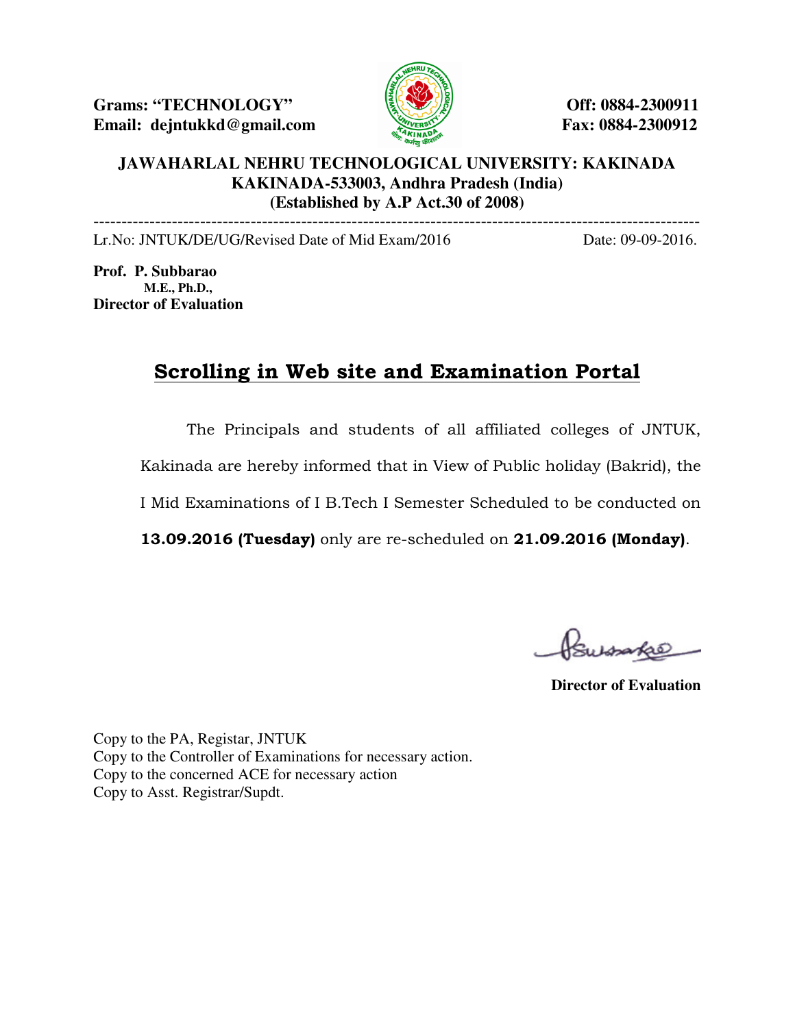**Grams: "TECHNOLOGY"**
**Email: dejntukkd@gmail.com**

**Off: 0884-2300911**
**Fax: 0884-2300912**

**JAWAHARLAL NEHRU TECHNOLOGICAL UNIVERSITY: KAKINADA**
**KAKINADA-533003, Andhra Pradesh (India)**
**(Established by A.P Act.30 of 2008)**

---

Lr.No: JNTUK/DE/UG/Revised Date of Mid Exam/2016 Date: 09-09-2016.

**Prof. P. Subbarao**
**M.E., Ph.D.,**
**Director of Evaluation**

## Scrolling in Web site and Examination Portal

The Principals and students of all affiliated colleges of JNTUK, Kakinada are hereby informed that in View of Public holiday (Bakrid), the I Mid Examinations of I B.Tech I Semester Scheduled to be conducted on **13.09.2016 (Tuesday)** only are re-scheduled on **21.09.2016 (Monday)**.

**Director of Evaluation**

Copy to the PA, Registar, JNTUK
Copy to the Controller of Examinations for necessary action.
Copy to the concerned ACE for necessary action
Copy to Asst. Registrar/Supdt.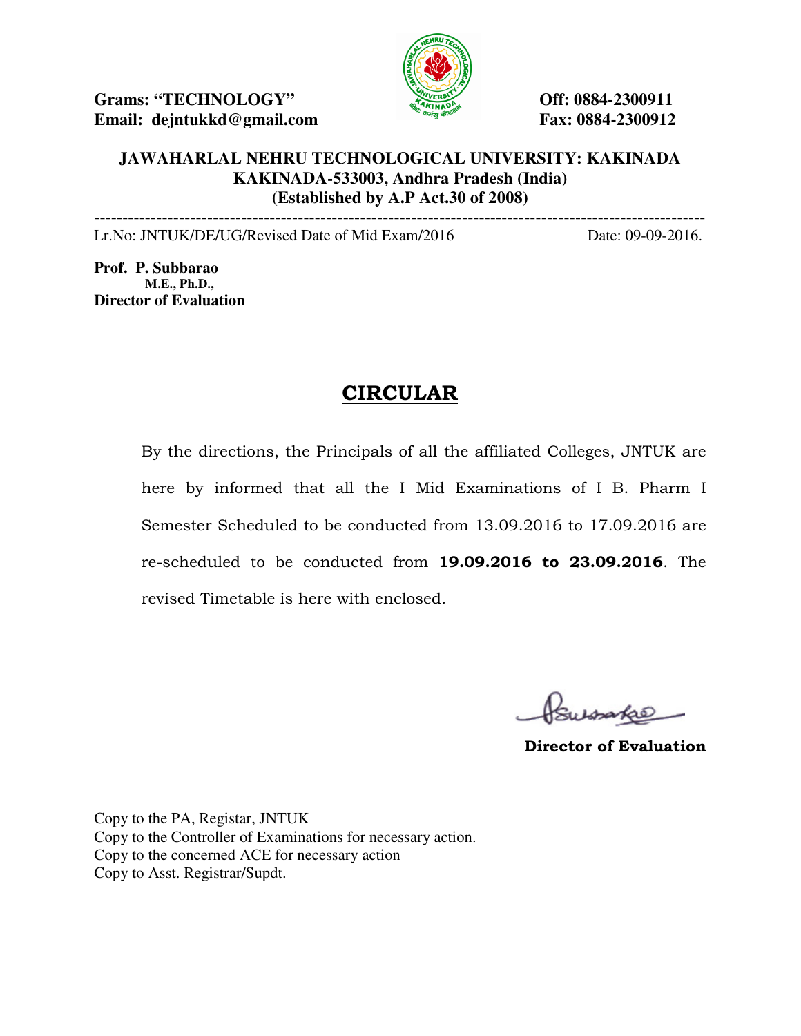**Grams: "TECHNOLOGY"**
**Email: dejntukkd@gmail.com**

**Off: 0884-2300911**
**Fax: 0884-2300912**

**JAWAHARLAL NEHRU TECHNOLOGICAL UNIVERSITY: KAKINADA**
**KAKINADA-533003, Andhra Pradesh (India)**
**(Established by A.P Act.30 of 2008)**

---

Lr.No: JNTUK/DE/UG/Revised Date of Mid Exam/2016 Date: 09-09-2016.

**Prof. P. Subbarao**
**M.E., Ph.D.,**
**Director of Evaluation**

# CIRCULAR

By the directions, the Principals of all the affiliated Colleges, JNTUK are here by informed that all the I Mid Examinations of I B. Pharm I Semester Scheduled to be conducted from 13.09.2016 to 17.09.2016 are re-scheduled to be conducted from **19.09.2016 to 23.09.2016**. The revised Timetable is here with enclosed.

**Director of Evaluation**

Copy to the PA, Registar, JNTUK
Copy to the Controller of Examinations for necessary action.
Copy to the concerned ACE for necessary action
Copy to Asst. Registrar/Supdt.